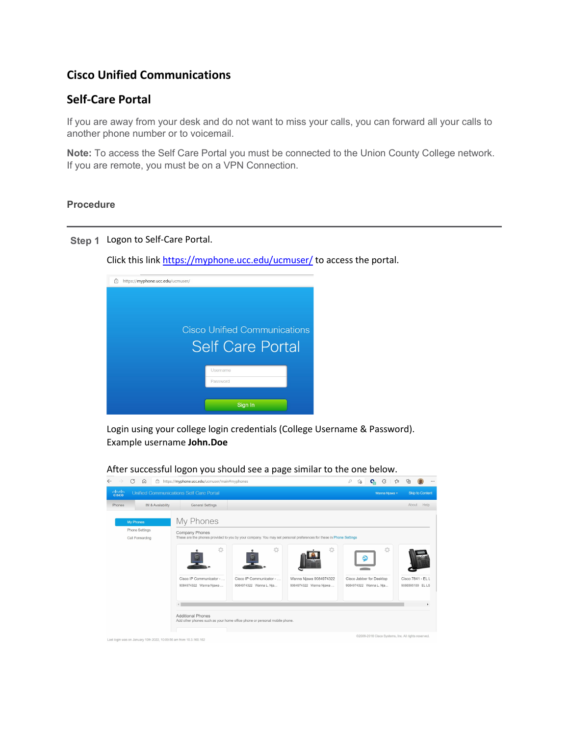# Cisco Unified Communications

## Self-Care Portal

If you are away from your desk and do not want to miss your calls, you can forward all your calls to another phone number or to voicemail.

**Note:** To access the Self Care Portal you must be connected to the Union County College network. If you are remote, you must be on a VPN Connection.

### Procedure

---

**Step 1** Logon to Self-Care Portal.

Click this link [https://myphone.ucc.edu/ucmuser/](https://myphone.ucc.edu/ucmuser/) to access the portal.

Login using your college login credentials (College Username & Password). Example username **John.Doe**

After successful logon you should see a page similar to the one below.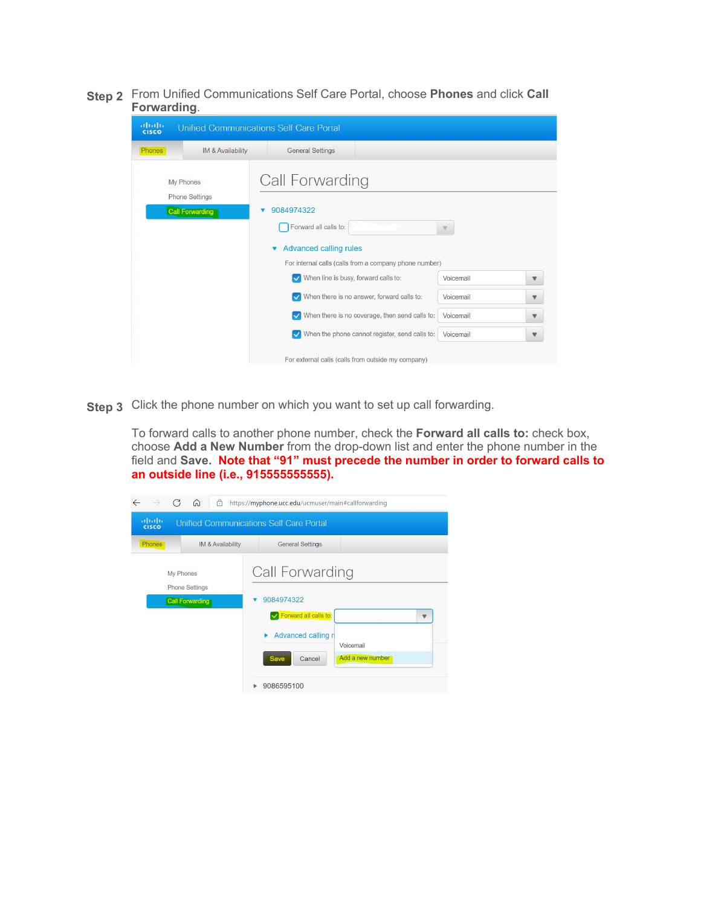**Step 2** From Unified Communications Self Care Portal, choose **Phones** and click **Call Forwarding**.

**Step 3** Click the phone number on which you want to set up call forwarding.

To forward calls to another phone number, check the **Forward all calls to:** check box, choose **Add a New Number** from the drop-down list and enter the phone number in the field and **Save**. **Note that "91" must precede the number in order to forward calls to an outside line (i.e., 915555555555).**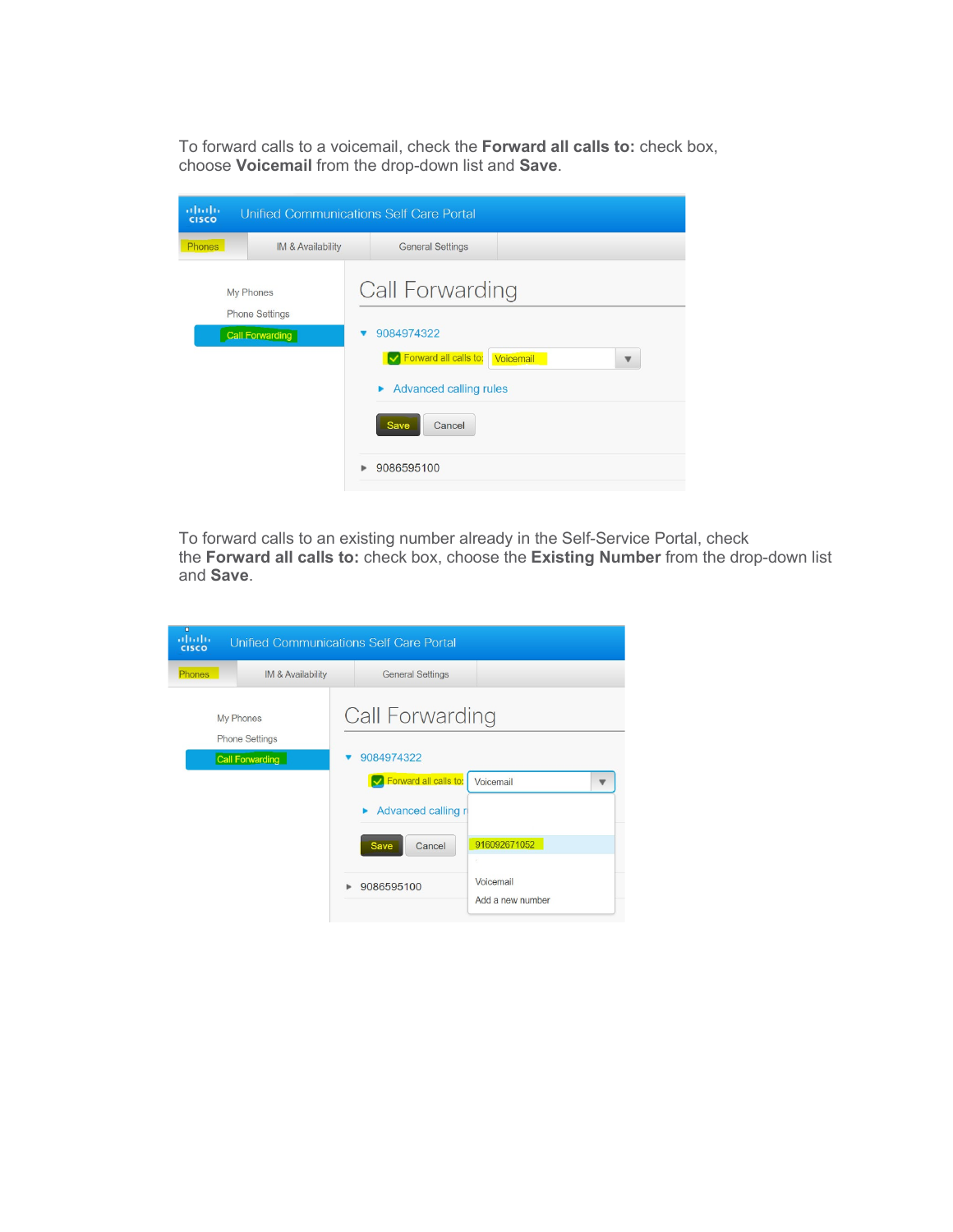To forward calls to a voicemail, check the **Forward all calls to:** check box, choose **Voicemail** from the drop-down list and **Save**.

To forward calls to an existing number already in the Self-Service Portal, check the **Forward all calls to:** check box, choose the **Existing Number** from the drop-down list and **Save**.